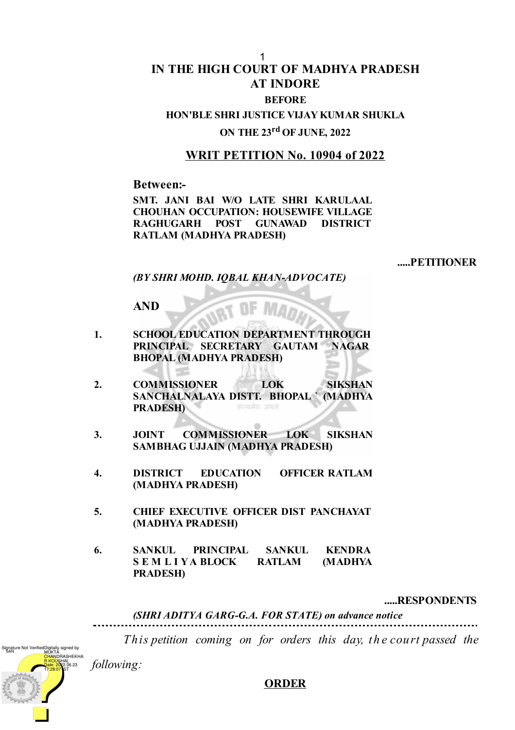# IN THE HIGH COURT OF MADHYA PRADESH AT INDORE

**BEFORE**

**HON'BLE SHRI JUSTICE VIJAY KUMAR SHUKLA**

**ON THE 23rd OF JUNE, 2022**

## WRIT PETITION No. 10904 of 2022

**Between:-**

**SMT. JANI BAI W/O LATE SHRI KARULAAL CHOUHAN OCCUPATION: HOUSEWIFE VILLAGE RAGHUGARH POST GUNAWAD DISTRICT RATLAM (MADHYA PRADESH)**

**.....PETITIONER**

***(BY SHRI MOHD. IQBAL KHAN-ADVOCATE)***

**AND**

1. **SCHOOL EDUCATION DEPARTMENT THROUGH PRINCIPAL SECRETARY GAUTAM NAGAR BHOPAL (MADHYA PRADESH)**
2. **COMMISSIONER LOK SIKSHAN SANCHALNALAYA DISTT. BHOPAL ` (MADHYA PRADESH)**
3. **JOINT COMMISSIONER LOK SIKSHAN SAMBHAG UJJAIN (MADHYA PRADESH)**
4. **DISTRICT EDUCATION OFFICER RATLAM (MADHYA PRADESH)**
5. **CHIEF EXECUTIVE OFFICER DIST PANCHAYAT (MADHYA PRADESH)**
6. **SANKUL PRINCIPAL SANKUL KENDRA S E M L I Y A BLOCK RATLAM (MADHYA PRADESH)**

**.....RESPONDENTS**

***(SHRI ADITYA GARG-G.A. FOR STATE) on advance notice***

---

*This petition coming on for orders this day, the court passed the following:*

**ORDER**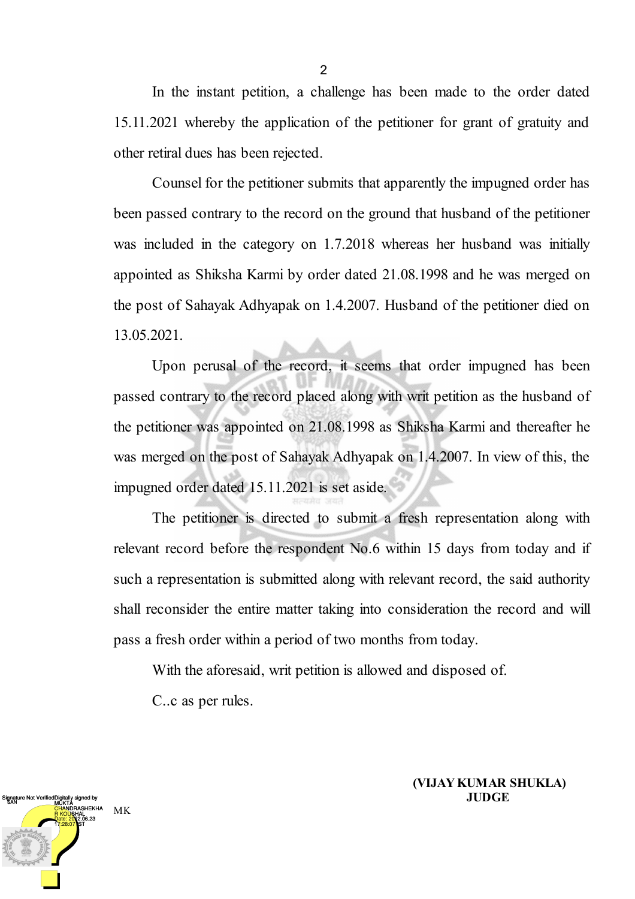In the instant petition, a challenge has been made to the order dated 15.11.2021 whereby the application of the petitioner for grant of gratuity and other retiral dues has been rejected.

Counsel for the petitioner submits that apparently the impugned order has been passed contrary to the record on the ground that husband of the petitioner was included in the category on 1.7.2018 whereas her husband was initially appointed as Shiksha Karmi by order dated 21.08.1998 and he was merged on the post of Sahayak Adhyapak on 1.4.2007. Husband of the petitioner died on 13.05.2021.

Upon perusal of the record, it seems that order impugned has been passed contrary to the record placed along with writ petition as the husband of the petitioner was appointed on 21.08.1998 as Shiksha Karmi and thereafter he was merged on the post of Sahayak Adhyapak on 1.4.2007. In view of this, the impugned order dated 15.11.2021 is set aside.

The petitioner is directed to submit a fresh representation along with relevant record before the respondent No.6 within 15 days from today and if such a representation is submitted along with relevant record, the said authority shall reconsider the entire matter taking into consideration the record and will pass a fresh order within a period of two months from today.

With the aforesaid, writ petition is allowed and disposed of.

C..c as per rules.

**(VIJAY KUMAR SHUKLA)**
**JUDGE**

MK

Signature Not Verified
SAN
Digitally signed by MUKTA CHANDRASHEKHAR KOUSHAL
Date: 2022.06.23 17:28:07 IST